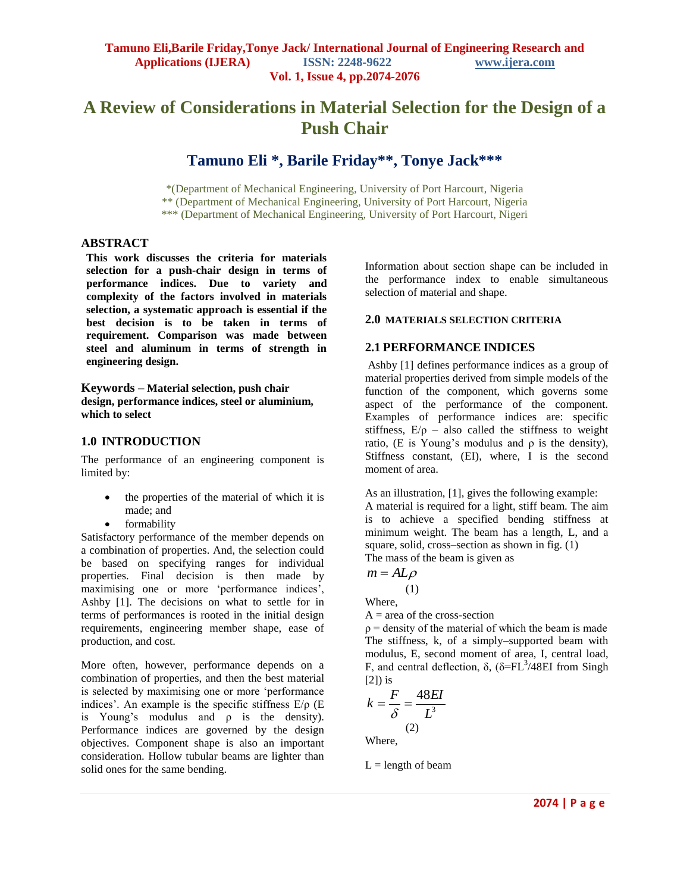# A Review of Considerations in Material Selection for the Design of a Push Chair

## Tamuno Eli *, Barile Friday**, Tonye Jack***

*(Department of Mechanical Engineering, University of Port Harcourt, Nigeria
** (Department of Mechanical Engineering, University of Port Harcourt, Nigeria
*** (Department of Mechanical Engineering, University of Port Harcourt, Nigeri

## ABSTRACT

**This work discusses the criteria for materials selection for a push-chair design in terms of performance indices. Due to variety and complexity of the factors involved in materials selection, a systematic approach is essential if the best decision is to be taken in terms of requirement. Comparison was made between steel and aluminum in terms of strength in engineering design.**

**Keywords – Material selection, push chair design, performance indices, steel or aluminium, which to select**

## 1.0 INTRODUCTION

The performance of an engineering component is limited by:

- the properties of the material of which it is made; and
- formability

Satisfactory performance of the member depends on a combination of properties. And, the selection could be based on specifying ranges for individual properties. Final decision is then made by maximising one or more 'performance indices', Ashby [1]. The decisions on what to settle for in terms of performances is rooted in the initial design requirements, engineering member shape, ease of production, and cost.

More often, however, performance depends on a combination of properties, and then the best material is selected by maximising one or more 'performance indices'. An example is the specific stiffness E/ρ (E is Young's modulus and ρ is the density). Performance indices are governed by the design objectives. Component shape is also an important consideration. Hollow tubular beams are lighter than solid ones for the same bending.

Information about section shape can be included in the performance index to enable simultaneous selection of material and shape.

## 2.0 MATERIALS SELECTION CRITERIA

## 2.1 PERFORMANCE INDICES

Ashby [1] defines performance indices as a group of material properties derived from simple models of the function of the component, which governs some aspect of the performance of the component. Examples of performance indices are: specific stiffness, E/ρ – also called the stiffness to weight ratio, (E is Young's modulus and ρ is the density), Stiffness constant, (EI), where, I is the second moment of area.

As an illustration, [1], gives the following example:
A material is required for a light, stiff beam. The aim is to achieve a specified bending stiffness at minimum weight. The beam has a length, L, and a square, solid, cross–section as shown in fig. (1)
The mass of the beam is given as

$$m = AL\rho \tag{1}$$

Where,
A = area of the cross-section
ρ = density of the material of which the beam is made
The stiffness, k, of a simply–supported beam with modulus, E, second moment of area, I, central load, F, and central deflection, δ, ($\delta = FL^3/48EI$ from Singh [2]) is

$$k = \frac{F}{\delta} = \frac{48EI}{L^3} \tag{2}$$

Where,

L = length of beam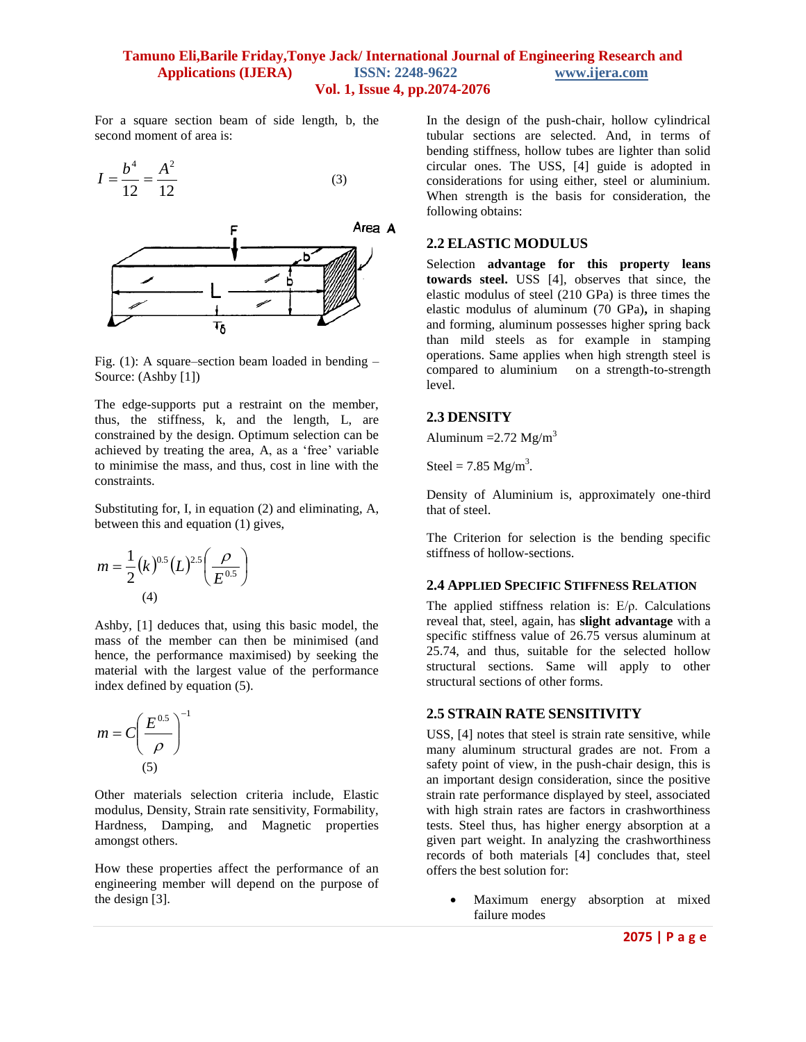For a square section beam of side length, b, the second moment of area is:

$$I = \frac{b^4}{12} = \frac{A^2}{12} \tag{3}$$

Fig. (1): A square–section beam loaded in bending – Source: (Ashby [1])

The edge-supports put a restraint on the member, thus, the stiffness, k, and the length, L, are constrained by the design. Optimum selection can be achieved by treating the area, A, as a 'free' variable to minimise the mass, and thus, cost in line with the constraints.

Substituting for, I, in equation (2) and eliminating, A, between this and equation (1) gives,

$$m = \frac{1}{2}(k)^{0.5}(L)^{2.5}\left(\frac{\rho}{E^{0.5}}\right) \tag{4}$$

Ashby, [1] deduces that, using this basic model, the mass of the member can then be minimised (and hence, the performance maximised) by seeking the material with the largest value of the performance index defined by equation (5).

$$m = C\left(\frac{E^{0.5}}{\rho}\right)^{-1} \tag{5}$$

Other materials selection criteria include, Elastic modulus, Density, Strain rate sensitivity, Formability, Hardness, Damping, and Magnetic properties amongst others.

How these properties affect the performance of an engineering member will depend on the purpose of the design [3].

In the design of the push-chair, hollow cylindrical tubular sections are selected. And, in terms of bending stiffness, hollow tubes are lighter than solid circular ones. The USS, [4] guide is adopted in considerations for using either, steel or aluminium. When strength is the basis for consideration, the following obtains:

## 2.2 ELASTIC MODULUS

Selection **advantage for this property leans towards steel.** USS [4], observes that since, the elastic modulus of steel (210 GPa) is three times the elastic modulus of aluminum (70 GPa)**,** in shaping and forming, aluminum possesses higher spring back than mild steels as for example in stamping operations. Same applies when high strength steel is compared to aluminium on a strength-to-strength level.

## 2.3 DENSITY

Aluminum =2.72 Mg/m$^3$

Steel = 7.85 Mg/m$^3$.

Density of Aluminium is, approximately one-third that of steel.

The Criterion for selection is the bending specific stiffness of hollow-sections.

### 2.4 Applied Specific Stiffness Relation

The applied stiffness relation is: E/ρ. Calculations reveal that, steel, again, has **slight advantage** with a specific stiffness value of 26.75 versus aluminum at 25.74, and thus, suitable for the selected hollow structural sections. Same will apply to other structural sections of other forms.

## 2.5 STRAIN RATE SENSITIVITY

USS, [4] notes that steel is strain rate sensitive, while many aluminum structural grades are not. From a safety point of view, in the push-chair design, this is an important design consideration, since the positive strain rate performance displayed by steel, associated with high strain rates are factors in crashworthiness tests. Steel thus, has higher energy absorption at a given part weight. In analyzing the crashworthiness records of both materials [4] concludes that, steel offers the best solution for:

- Maximum energy absorption at mixed failure modes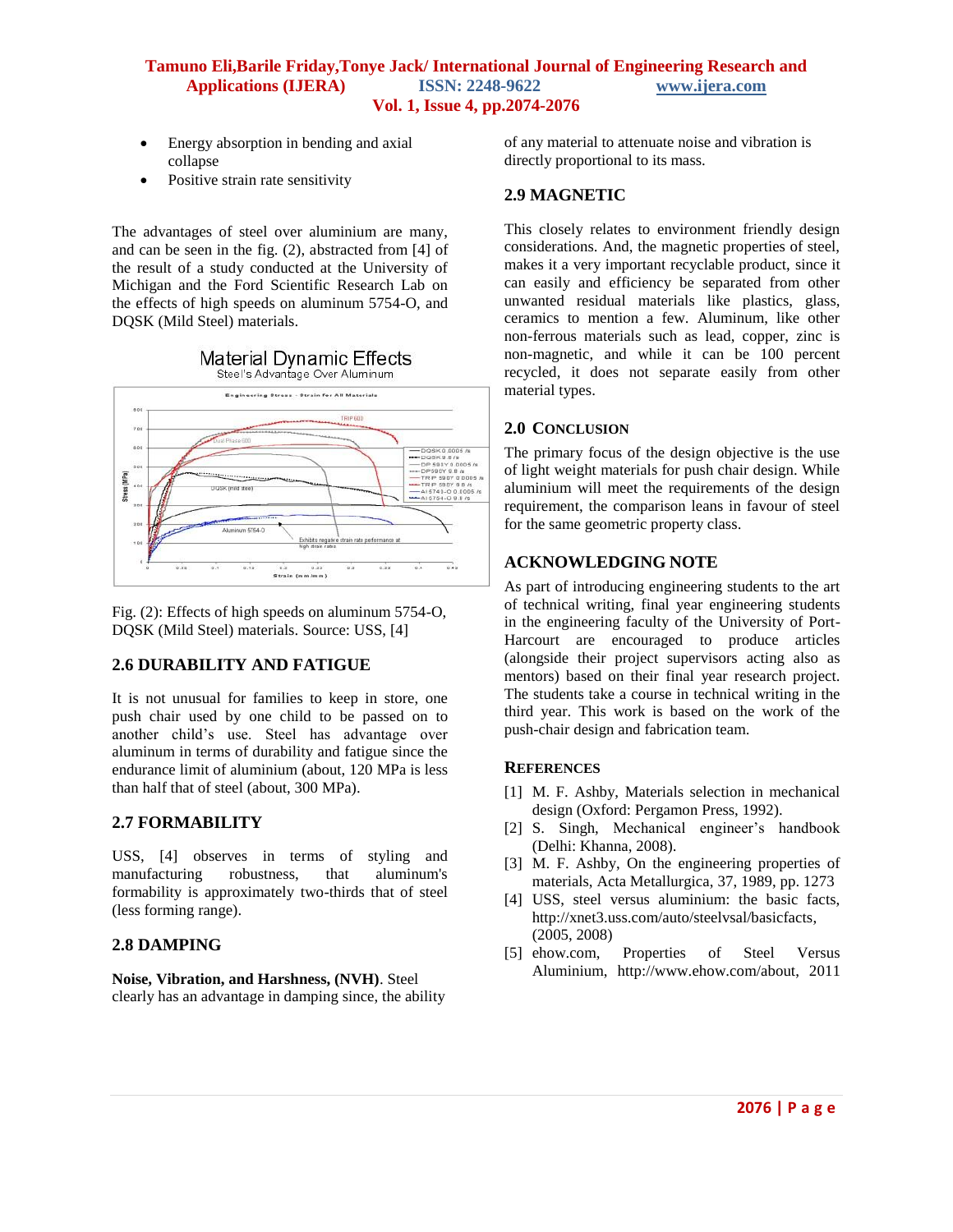- Energy absorption in bending and axial collapse
- Positive strain rate sensitivity

The advantages of steel over aluminium are many, and can be seen in the fig. (2), abstracted from [4] of the result of a study conducted at the University of Michigan and the Ford Scientific Research Lab on the effects of high speeds on aluminum 5754-O, and DQSK (Mild Steel) materials.

Material Dynamic Effects
Steel's Advantage Over Aluminum

Engineering Stress - Strain for All Materials

TRIP 600
Dual Phase 600
DQSK (mild steel)
Aluminum 5754-O
Exhibits negative strain rate performance at high strain rates

DQSK 0.0005 /s
DQSK 9.8 /s
DP 590Y 0.0005 /s
DP590Y 9.8 /s
TRIP 590Y 0.0005 /s
TRIP 590Y 9.8 /s
Al 5754-O 0.0005 /s
Al 5754-O 9.8 /s

Stress (MPa)
Strain (mm/mm)

Fig. (2): Effects of high speeds on aluminum 5754-O, DQSK (Mild Steel) materials. Source: USS, [4]

## 2.6 DURABILITY AND FATIGUE

It is not unusual for families to keep in store, one push chair used by one child to be passed on to another child's use. Steel has advantage over aluminum in terms of durability and fatigue since the endurance limit of aluminium (about, 120 MPa is less than half that of steel (about, 300 MPa).

## 2.7 FORMABILITY

USS, [4] observes in terms of styling and manufacturing robustness, that aluminum's formability is approximately two-thirds that of steel (less forming range).

## 2.8 DAMPING

**Noise, Vibration, and Harshness, (NVH)**. Steel clearly has an advantage in damping since, the ability of any material to attenuate noise and vibration is directly proportional to its mass.

## 2.9 MAGNETIC

This closely relates to environment friendly design considerations. And, the magnetic properties of steel, makes it a very important recyclable product, since it can easily and efficiency be separated from other unwanted residual materials like plastics, glass, ceramics to mention a few. Aluminum, like other non-ferrous materials such as lead, copper, zinc is non-magnetic, and while it can be 100 percent recycled, it does not separate easily from other material types.

## 2.0 CONCLUSION

The primary focus of the design objective is the use of light weight materials for push chair design. While aluminium will meet the requirements of the design requirement, the comparison leans in favour of steel for the same geometric property class.

## ACKNOWLEDGING NOTE

As part of introducing engineering students to the art of technical writing, final year engineering students in the engineering faculty of the University of Port-Harcourt are encouraged to produce articles (alongside their project supervisors acting also as mentors) based on their final year research project. The students take a course in technical writing in the third year. This work is based on the work of the push-chair design and fabrication team.

## REFERENCES

[1] M. F. Ashby, Materials selection in mechanical design (Oxford: Pergamon Press, 1992).
[2] S. Singh, Mechanical engineer's handbook (Delhi: Khanna, 2008).
[3] M. F. Ashby, On the engineering properties of materials, Acta Metallurgica, 37, 1989, pp. 1273
[4] USS, steel versus aluminium: the basic facts, http://xnet3.uss.com/auto/steelvsal/basicfacts, (2005, 2008)
[5] ehow.com, Properties of Steel Versus Aluminium, http://www.ehow.com/about, 2011